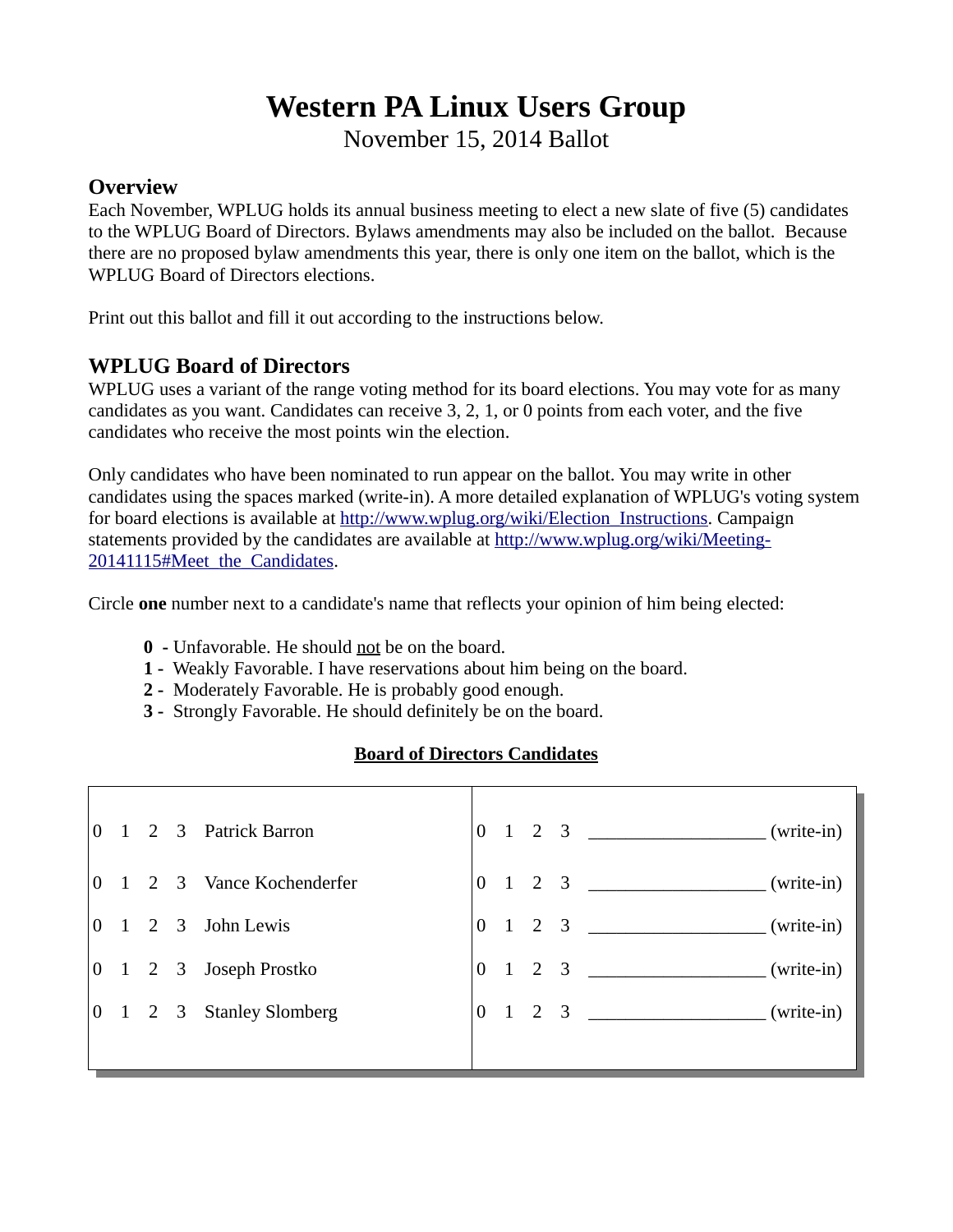# Western PA Linux Users Group

November 15, 2014 Ballot

## Overview

Each November, WPLUG holds its annual business meeting to elect a new slate of five (5) candidates to the WPLUG Board of Directors. Bylaws amendments may also be included on the ballot. Because there are no proposed bylaw amendments this year, there is only one item on the ballot, which is the WPLUG Board of Directors elections.

Print out this ballot and fill it out according to the instructions below.

## WPLUG Board of Directors

WPLUG uses a variant of the range voting method for its board elections. You may vote for as many candidates as you want. Candidates can receive 3, 2, 1, or 0 points from each voter, and the five candidates who receive the most points win the election.

Only candidates who have been nominated to run appear on the ballot. You may write in other candidates using the spaces marked (write-in). A more detailed explanation of WPLUG's voting system for board elections is available at [http://www.wplug.org/wiki/Election_Instructions](http://www.wplug.org/wiki/Election_Instructions). Campaign statements provided by the candidates are available at [http://www.wplug.org/wiki/Meeting-20141115#Meet_the_Candidates](http://www.wplug.org/wiki/Meeting-20141115#Meet_the_Candidates).

Circle **one** number next to a candidate's name that reflects your opinion of him being elected:

- **0 -** Unfavorable. He should not be on the board.
- **1 -** Weakly Favorable. I have reservations about him being on the board.
- **2 -** Moderately Favorable. He is probably good enough.
- **3 -** Strongly Favorable. He should definitely be on the board.

**Board of Directors Candidates**

| | | | | | | | | | |
|---|---|---|---|---|---|---|---|---|---|
| 0 | 1 | 2 | 3 | Patrick Barron | 0 | 1 | 2 | 3 | __________________ (write-in) |
| 0 | 1 | 2 | 3 | Vance Kochenderfer | 0 | 1 | 2 | 3 | __________________ (write-in) |
| 0 | 1 | 2 | 3 | John Lewis | 0 | 1 | 2 | 3 | __________________ (write-in) |
| 0 | 1 | 2 | 3 | Joseph Prostko | 0 | 1 | 2 | 3 | __________________ (write-in) |
| 0 | 1 | 2 | 3 | Stanley Slomberg | 0 | 1 | 2 | 3 | __________________ (write-in) |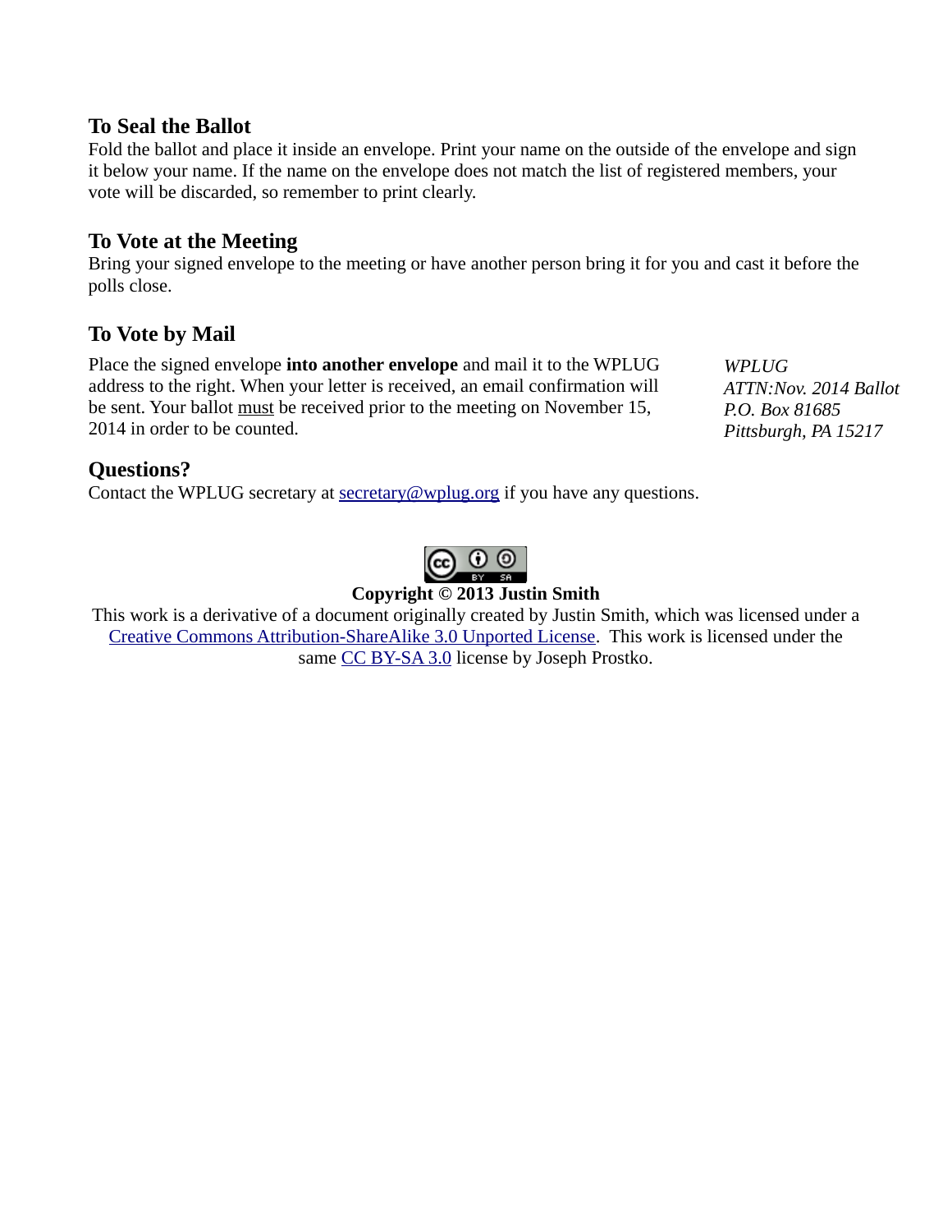### To Seal the Ballot

Fold the ballot and place it inside an envelope. Print your name on the outside of the envelope and sign it below your name. If the name on the envelope does not match the list of registered members, your vote will be discarded, so remember to print clearly.

### To Vote at the Meeting

Bring your signed envelope to the meeting or have another person bring it for you and cast it before the polls close.

### To Vote by Mail

Place the signed envelope **into another envelope** and mail it to the WPLUG address to the right. When your letter is received, an email confirmation will be sent. Your ballot must be received prior to the meeting on November 15, 2014 in order to be counted.

*WPLUG*
*ATTN:Nov. 2014 Ballot*
*P.O. Box 81685*
*Pittsburgh, PA 15217*

### Questions?

Contact the WPLUG secretary at secretary@wplug.org if you have any questions.

**Copyright © 2013 Justin Smith**

This work is a derivative of a document originally created by Justin Smith, which was licensed under a Creative Commons Attribution-ShareAlike 3.0 Unported License. This work is licensed under the same CC BY-SA 3.0 license by Joseph Prostko.